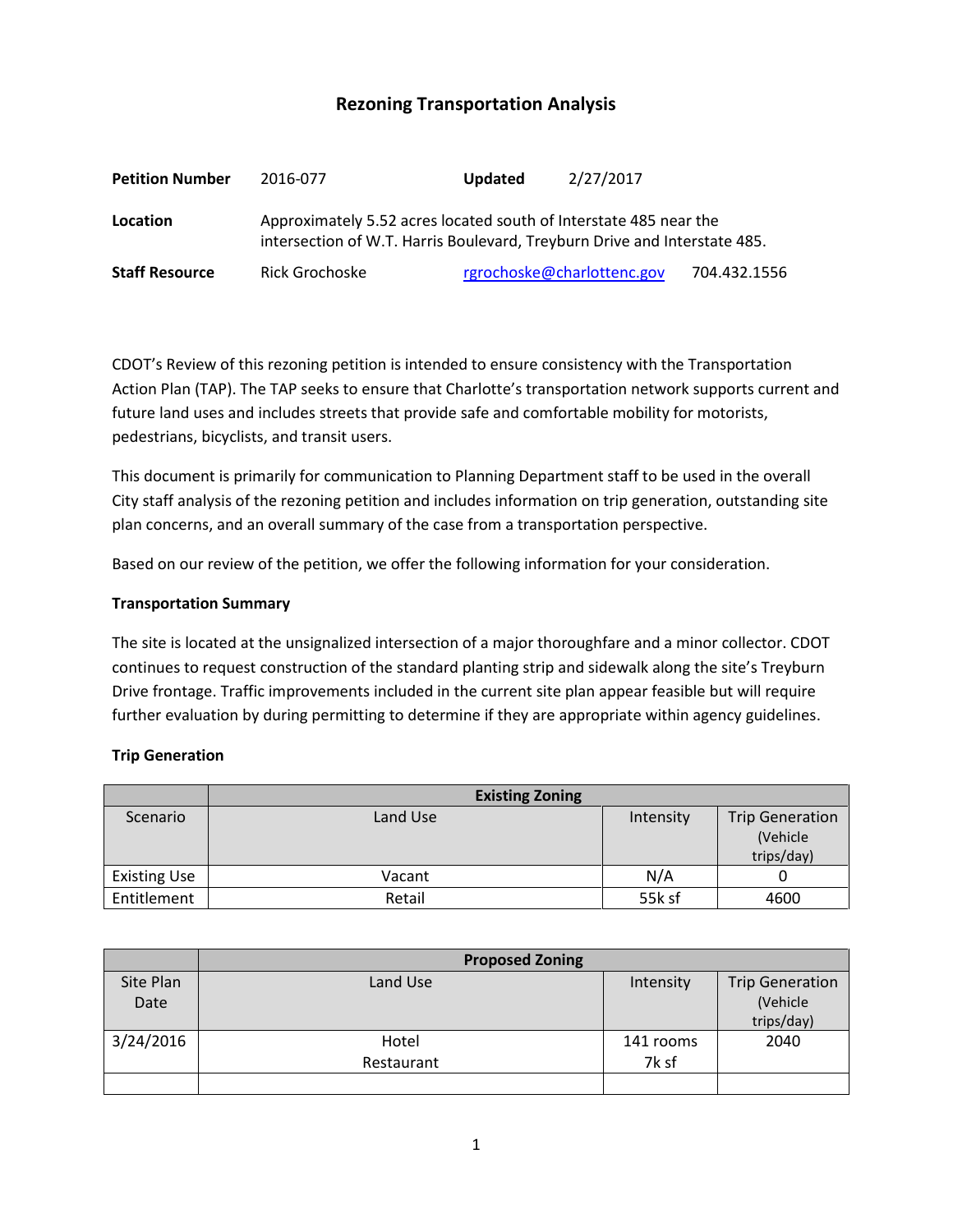# Rezoning Transportation Analysis

| | | | |
|---|---|---|---|
| **Petition Number** | 2016-077 | **Updated** | 2/27/2017 |
| **Location** | Approximately 5.52 acres located south of Interstate 485 near the intersection of W.T. Harris Boulevard, Treyburn Drive and Interstate 485. | | |
| **Staff Resource** | Rick Grochoske | rgrochoske@charlottenc.gov | 704.432.1556 |

CDOT's Review of this rezoning petition is intended to ensure consistency with the Transportation Action Plan (TAP). The TAP seeks to ensure that Charlotte's transportation network supports current and future land uses and includes streets that provide safe and comfortable mobility for motorists, pedestrians, bicyclists, and transit users.

This document is primarily for communication to Planning Department staff to be used in the overall City staff analysis of the rezoning petition and includes information on trip generation, outstanding site plan concerns, and an overall summary of the case from a transportation perspective.

Based on our review of the petition, we offer the following information for your consideration.

**Transportation Summary**

The site is located at the unsignalized intersection of a major thoroughfare and a minor collector. CDOT continues to request construction of the standard planting strip and sidewalk along the site's Treyburn Drive frontage. Traffic improvements included in the current site plan appear feasible but will require further evaluation by during permitting to determine if they are appropriate within agency guidelines.

**Trip Generation**

| | Existing Zoning | | |
|---|---|---|---|
| Scenario | Land Use | Intensity | Trip Generation (Vehicle trips/day) |
| Existing Use | Vacant | N/A | 0 |
| Entitlement | Retail | 55k sf | 4600 |

| | Proposed Zoning | | |
|---|---|---|---|
| Site Plan Date | Land Use | Intensity | Trip Generation (Vehicle trips/day) |
| 3/24/2016 | Hotel<br>Restaurant | 141 rooms<br>7k sf | 2040 |
| | | | |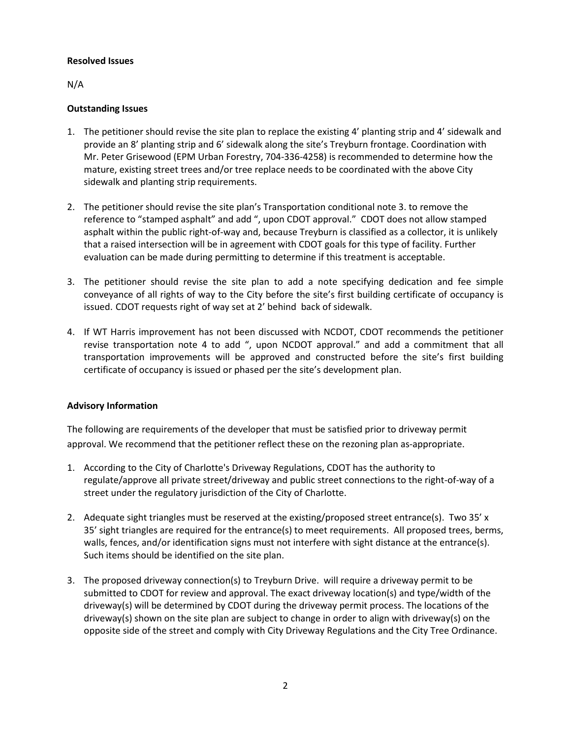**Resolved Issues**

N/A

**Outstanding Issues**

1. The petitioner should revise the site plan to replace the existing 4' planting strip and 4' sidewalk and provide an 8' planting strip and 6' sidewalk along the site's Treyburn frontage. Coordination with Mr. Peter Grisewood (EPM Urban Forestry, 704-336-4258) is recommended to determine how the mature, existing street trees and/or tree replace needs to be coordinated with the above City sidewalk and planting strip requirements.

2. The petitioner should revise the site plan's Transportation conditional note 3. to remove the reference to "stamped asphalt" and add ", upon CDOT approval." CDOT does not allow stamped asphalt within the public right-of-way and, because Treyburn is classified as a collector, it is unlikely that a raised intersection will be in agreement with CDOT goals for this type of facility. Further evaluation can be made during permitting to determine if this treatment is acceptable.

3. The petitioner should revise the site plan to add a note specifying dedication and fee simple conveyance of all rights of way to the City before the site's first building certificate of occupancy is issued. CDOT requests right of way set at 2' behind back of sidewalk.

4. If WT Harris improvement has not been discussed with NCDOT, CDOT recommends the petitioner revise transportation note 4 to add ", upon NCDOT approval." and add a commitment that all transportation improvements will be approved and constructed before the site's first building certificate of occupancy is issued or phased per the site's development plan.

**Advisory Information**

The following are requirements of the developer that must be satisfied prior to driveway permit approval. We recommend that the petitioner reflect these on the rezoning plan as-appropriate.

1. According to the City of Charlotte's Driveway Regulations, CDOT has the authority to regulate/approve all private street/driveway and public street connections to the right-of-way of a street under the regulatory jurisdiction of the City of Charlotte.

2. Adequate sight triangles must be reserved at the existing/proposed street entrance(s). Two 35' x 35' sight triangles are required for the entrance(s) to meet requirements. All proposed trees, berms, walls, fences, and/or identification signs must not interfere with sight distance at the entrance(s). Such items should be identified on the site plan.

3. The proposed driveway connection(s) to Treyburn Drive. will require a driveway permit to be submitted to CDOT for review and approval. The exact driveway location(s) and type/width of the driveway(s) will be determined by CDOT during the driveway permit process. The locations of the driveway(s) shown on the site plan are subject to change in order to align with driveway(s) on the opposite side of the street and comply with City Driveway Regulations and the City Tree Ordinance.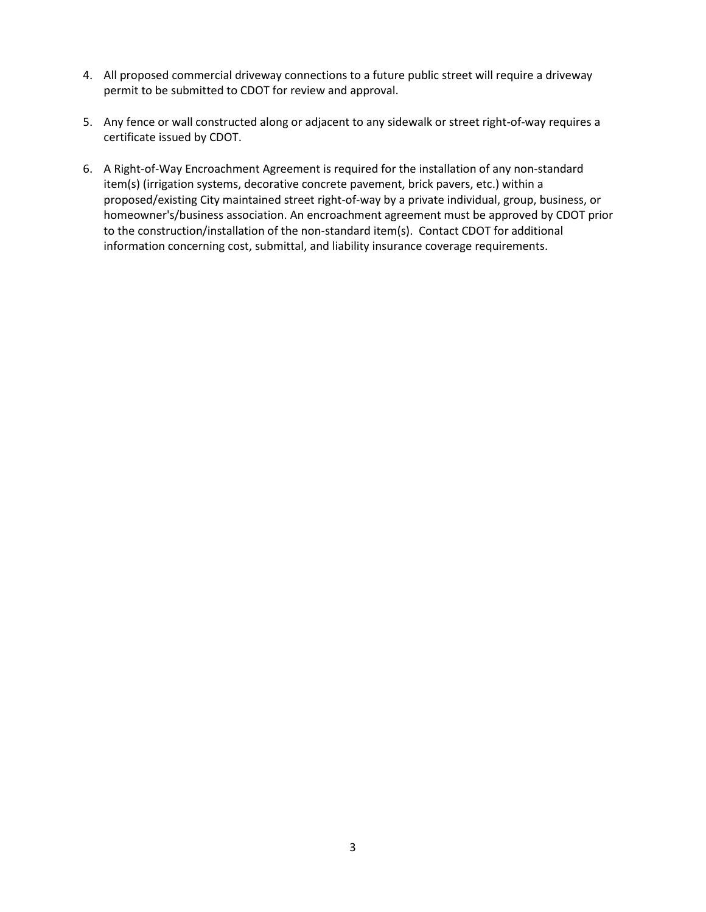4. All proposed commercial driveway connections to a future public street will require a driveway permit to be submitted to CDOT for review and approval.

5. Any fence or wall constructed along or adjacent to any sidewalk or street right-of-way requires a certificate issued by CDOT.

6. A Right-of-Way Encroachment Agreement is required for the installation of any non-standard item(s) (irrigation systems, decorative concrete pavement, brick pavers, etc.) within a proposed/existing City maintained street right-of-way by a private individual, group, business, or homeowner's/business association. An encroachment agreement must be approved by CDOT prior to the construction/installation of the non-standard item(s). Contact CDOT for additional information concerning cost, submittal, and liability insurance coverage requirements.